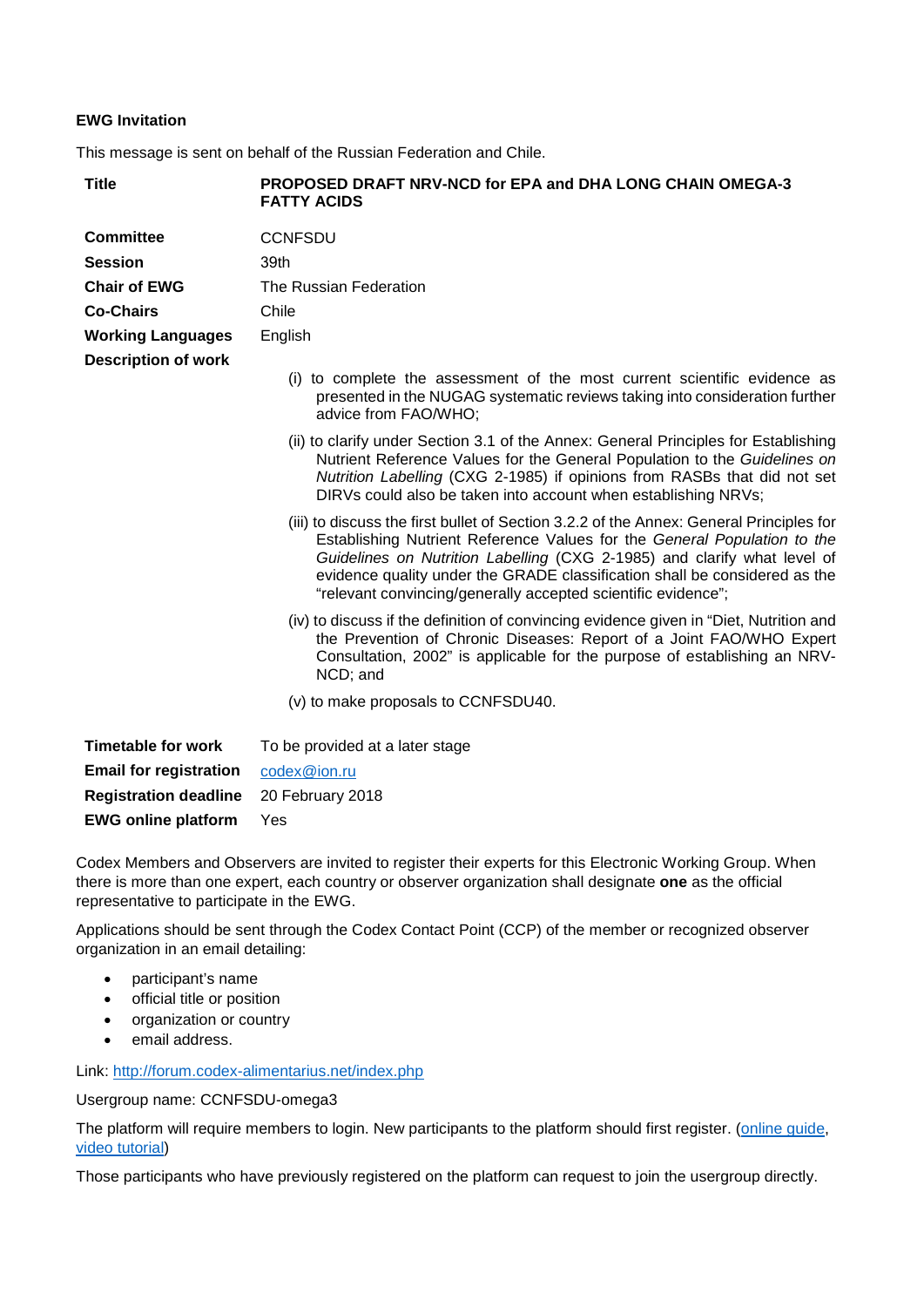**EWG Invitation**

This message is sent on behalf of the Russian Federation and Chile.

| | |
|---|---|
| **Title** | **PROPOSED DRAFT NRV-NCD for EPA and DHA LONG CHAIN OMEGA-3 FATTY ACIDS** |
| **Committee** | CCNFSDU |
| **Session** | 39th |
| **Chair of EWG** | The Russian Federation |
| **Co-Chairs** | Chile |
| **Working Languages** | English |
| **Description of work** | (i) to complete the assessment of the most current scientific evidence as presented in the NUGAG systematic reviews taking into consideration further advice from FAO/WHO;<br>(ii) to clarify under Section 3.1 of the Annex: General Principles for Establishing Nutrient Reference Values for the General Population to the *Guidelines on Nutrition Labelling* (CXG 2-1985) if opinions from RASBs that did not set DIRVs could also be taken into account when establishing NRVs;<br>(iii) to discuss the first bullet of Section 3.2.2 of the Annex: General Principles for Establishing Nutrient Reference Values for the *General Population to the Guidelines on Nutrition Labelling* (CXG 2-1985) and clarify what level of evidence quality under the GRADE classification shall be considered as the "relevant convincing/generally accepted scientific evidence";<br>(iv) to discuss if the definition of convincing evidence given in "Diet, Nutrition and the Prevention of Chronic Diseases: Report of a Joint FAO/WHO Expert Consultation, 2002" is applicable for the purpose of establishing an NRV-NCD; and<br>(v) to make proposals to CCNFSDU40. |
| **Timetable for work** | To be provided at a later stage |
| **Email for registration** | codex@ion.ru |
| **Registration deadline** | 20 February 2018 |
| **EWG online platform** | Yes |

Codex Members and Observers are invited to register their experts for this Electronic Working Group. When there is more than one expert, each country or observer organization shall designate **one** as the official representative to participate in the EWG.

Applications should be sent through the Codex Contact Point (CCP) of the member or recognized observer organization in an email detailing:

- participant's name
- official title or position
- organization or country
- email address.

Link: http://forum.codex-alimentarius.net/index.php

Usergroup name: CCNFSDU-omega3

The platform will require members to login. New participants to the platform should first register. (online guide, video tutorial)

Those participants who have previously registered on the platform can request to join the usergroup directly.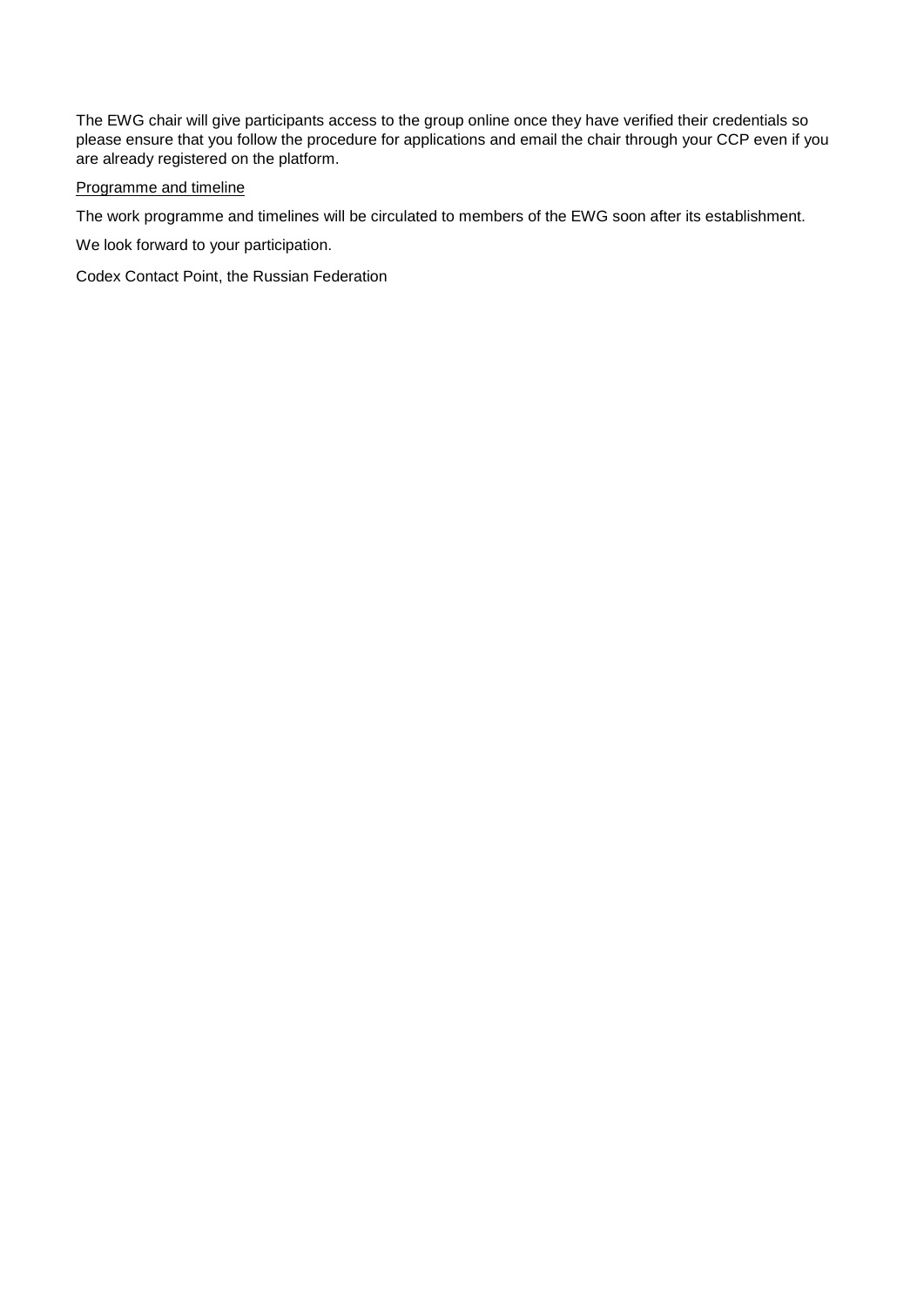The EWG chair will give participants access to the group online once they have verified their credentials so please ensure that you follow the procedure for applications and email the chair through your CCP even if you are already registered on the platform.

<u>Programme and timeline</u>

The work programme and timelines will be circulated to members of the EWG soon after its establishment.

We look forward to your participation.

Codex Contact Point, the Russian Federation